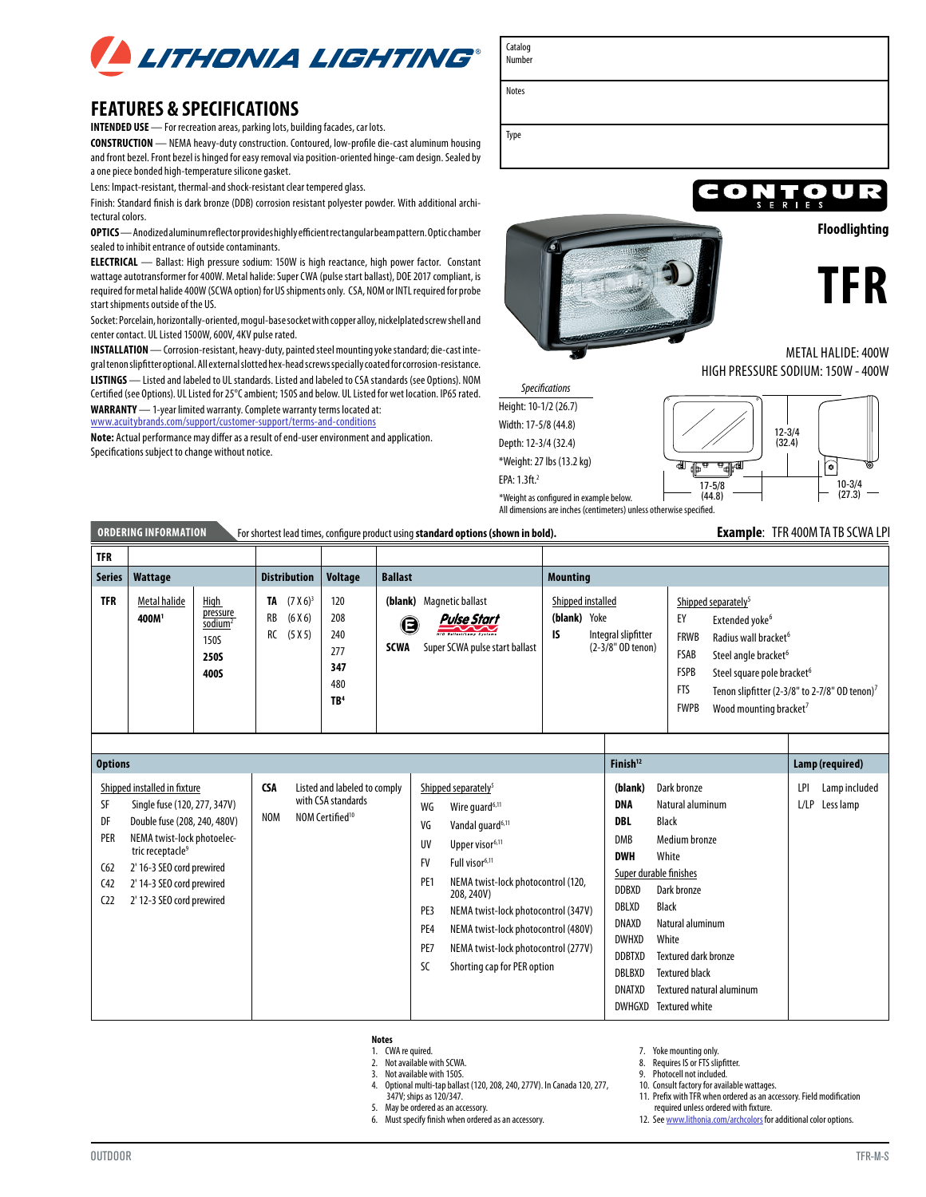# LITHONIA LIGHTING®

| Catalog Number | |
|---|---|
| Notes | |
| Type | |

CONTOUR SERIES

Floodlighting

# TFR

METAL HALIDE: 400W
HIGH PRESSURE SODIUM: 150W - 400W

## FEATURES & SPECIFICATIONS

**INTENDED USE** — For recreation areas, parking lots, building facades, car lots.

**CONSTRUCTION** — NEMA heavy-duty construction. Contoured, low-profile die-cast aluminum housing and front bezel. Front bezel is hinged for easy removal via position-oriented hinge-cam design. Sealed by a one piece bonded high-temperature silicone gasket.

Lens: Impact-resistant, thermal-and shock-resistant clear tempered glass.

Finish: Standard finish is dark bronze (DDB) corrosion resistant polyester powder. With additional architectural colors.

**OPTICS** — Anodized aluminum reflector provides highly efficient rectangular beam pattern. Optic chamber sealed to inhibit entrance of outside contaminants.

**ELECTRICAL** — Ballast: High pressure sodium: 150W is high reactance, high power factor. Constant wattage autotransformer for 400W. Metal halide: Super CWA (pulse start ballast), DOE 2017 compliant, is required for metal halide 400W (SCWA option) for US shipments only. CSA, NOM or INTL required for probe start shipments outside of the US.

Socket: Porcelain, horizontally-oriented, mogul-base socket with copper alloy, nickel plated screw shell and center contact. UL Listed 1500W, 600V, 4KV pulse rated.

**INSTALLATION** — Corrosion-resistant, heavy-duty, painted steel mounting yoke standard; die-cast integral tenon slipfitter optional. All external slotted hex-head screws specially coated for corrosion-resistance.

**LISTINGS** — Listed and labeled to UL standards. Listed and labeled to CSA standards (see Options). NOM Certified (see Options). UL Listed for 25°C ambient; 150S and below. UL Listed for wet location. IP65 rated.

**WARRANTY** — 1-year limited warranty. Complete warranty terms located at:
www.acuitybrands.com/support/customer-support/terms-and-conditions

**Note:** Actual performance may differ as a result of end-user environment and application. Specifications subject to change without notice.

*Specifications*

Height: 10-1/2 (26.7)
Width: 17-5/8 (44.8)
Depth: 12-3/4 (32.4)
*Weight: 27 lbs (13.2 kg)
EPA: 1.3ft.[2]

*Weight as configured in example below.
All dimensions are inches (centimeters) unless otherwise specified.

12-3/4 (32.4) | 17-5/8 (44.8) | 10-3/4 (27.3)

## ORDERING INFORMATION

For shortest lead times, configure product using **standard options (shown in bold).**

**Example**: TFR 400M TA TB SCWA LPI

| Series | Wattage | | Distribution | Voltage | Ballast | Mounting | |
|---|---|---|---|---|---|---|---|
| TFR | Metal halide<br>**400M**[1] | High pressure sodium[2]<br>150S<br>**250S**<br>**400S** | **TA** (7 X 6)[3]<br>RB (6 X 6)<br>RC (5 X 5) | 120<br>208<br>240<br>277<br>**347**<br>480<br>**TB**[4] | **(blank)** Magnetic ballast<br>Pulse Start<br>**SCWA** Super SCWA pulse start ballast | Shipped installed<br>**(blank)** Yoke<br>**IS** Integral slipfitter (2-3/8" OD tenon) | Shipped separately[5]<br>EY Extended yoke[6]<br>FRWB Radius wall bracket[6]<br>FSAB Steel angle bracket[6]<br>FSPB Steel square pole bracket[6]<br>FTS Tenon slipfitter (2-3/8" to 2-7/8" OD tenon)[7]<br>FWPB Wood mounting bracket[7] |

| Options | | | Finish[12] | Lamp (required) |
|---|---|---|---|---|
| Shipped installed in fixture<br>SF Single fuse (120, 277, 347V)<br>DF Double fuse (208, 240, 480V)<br>PER NEMA twist-lock photoelectric receptacle[9]<br>C62 2' 16-3 SEO cord prewired<br>C42 2' 14-3 SEO cord prewired<br>C22 2' 12-3 SEO cord prewired | **CSA** Listed and labeled to comply with CSA standards<br>NOM NOM Certified[10] | Shipped separately[5]<br>WG Wire guard[6,11]<br>VG Vandal guard[6,11]<br>UV Upper visor[6,11]<br>FV Full visor[6,11]<br>PE1 NEMA twist-lock photocontrol (120, 208, 240V)<br>PE3 NEMA twist-lock photocontrol (347V)<br>PE4 NEMA twist-lock photocontrol (480V)<br>PE7 NEMA twist-lock photocontrol (277V)<br>SC Shorting cap for PER option | **(blank)** Dark bronze<br>**DNA** Natural aluminum<br>**DBL** Black<br>DMB Medium bronze<br>**DWH** White<br>Super durable finishes<br>DDBXD Dark bronze<br>DBLXD Black<br>DNAXD Natural aluminum<br>DWHXD White<br>DDBTXD Textured dark bronze<br>DBLBXD Textured black<br>DNATXD Textured natural aluminum<br>DWHGXD Textured white | LPI Lamp included<br>L/LP Less lamp |

**Notes**

1. CWA re quired.
2. Not available with SCWA.
3. Not available with 150S.
4. Optional multi-tap ballast (120, 208, 240, 277V). In Canada 120, 277, 347V; ships as 120/347.
5. May be ordered as an accessory.
6. Must specify finish when ordered as an accessory.
7. Yoke mounting only.
8. Requires IS or FTS slipfitter.
9. Photocell not included.
10. Consult factory for available wattages.
11. Prefix with TFR when ordered as an accessory. Field modification required unless ordered with fixture.
12. See www.lithonia.com/archcolors for additional color options.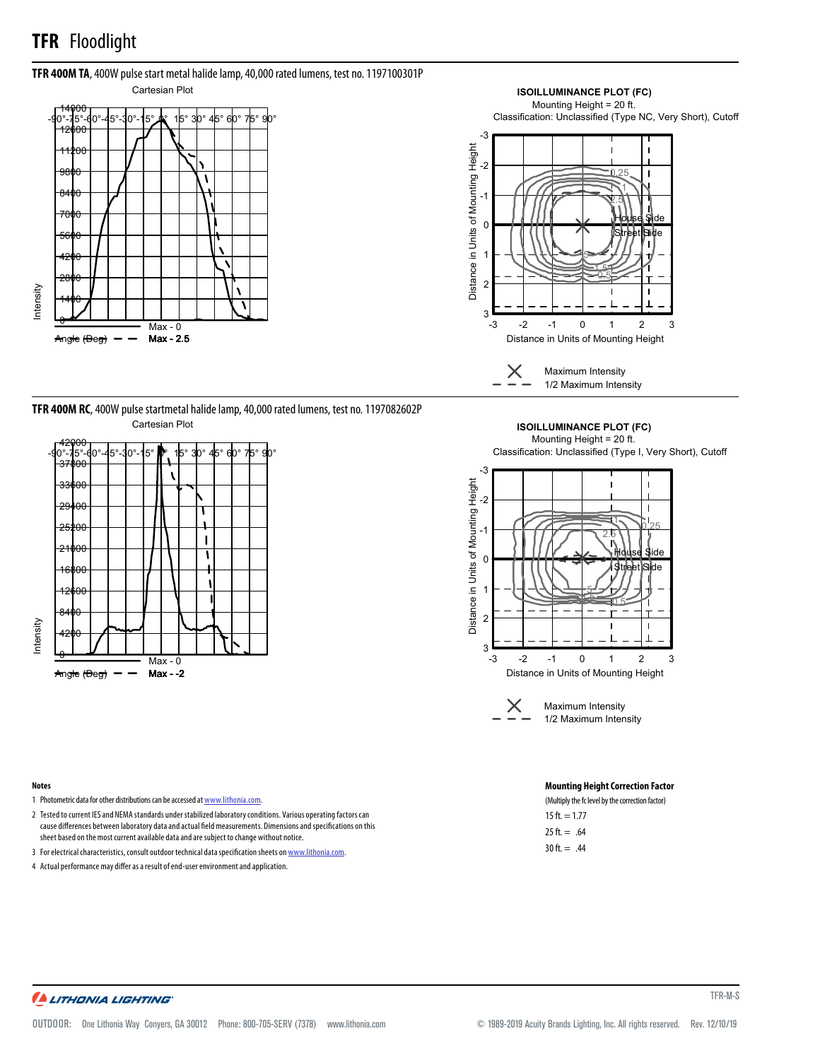# TFR Floodlight

**TFR 400M TA**, 400W pulse start metal halide lamp, 40,000 rated lumens, test no. 1197100301P

Cartesian Plot

14000
12600
11200
9800
8400
7000
5600
4200
2800
1400
0

-90° -75° -60° -45° -30° -15° 0° 15° 30° 45° 60° 75° 90°

Intensity

Angle (Deg)

Max - 0

Max - 2.5

ISOILLUMINANCE PLOT (FC)

Mounting Height = 20 ft.

Classification: Unclassified (Type NC, Very Short), Cutoff

Distance in Units of Mounting Height

Distance in Units of Mounting Height

0.25
1
2.5
5
1.5
0.5

House Side

Street Side

Maximum Intensity

1/2 Maximum Intensity

**TFR 400M RC**, 400W pulse startmetal halide lamp, 40,000 rated lumens, test no. 1197082602P

Cartesian Plot

42000
37800
33600
29400
25200
21000
16800
12600
8400
4200
0

-90° -75° -60° -45° -30° -15° 0° 15° 30° 45° 60° 75° 90°

Intensity

Angle (Deg)

Max - 0

Max - -2

ISOILLUMINANCE PLOT (FC)

Mounting Height = 20 ft.

Classification: Unclassified (Type I, Very Short), Cutoff

Distance in Units of Mounting Height

Distance in Units of Mounting Height

1
2.5
0.25
5
.5
0.5

House Side

Street Side

Maximum Intensity

1/2 Maximum Intensity

**Notes**

1 Photometric data for other distributions can be accessed at www.lithonia.com.

2 Tested to current IES and NEMA standards under stabilized laboratory conditions. Various operating factors can cause differences between laboratory data and actual field measurements. Dimensions and specifications on this sheet based on the most current available data and are subject to change without notice.

3 For electrical characteristics, consult outdoor technical data specification sheets on www.lithonia.com.

4 Actual performance may differ as a result of end-user environment and application.

**Mounting Height Correction Factor**

(Multiply the fc level by the correction factor)

15 ft. = 1.77

25 ft. = .64

30 ft. = .44

LITHONIA LIGHTING

TFR-M-S

OUTDOOR: One Lithonia Way Conyers, GA 30012 Phone: 800-705-SERV (7378) www.lithonia.com

© 1989-2019 Acuity Brands Lighting, Inc. All rights reserved. Rev. 12/10/19